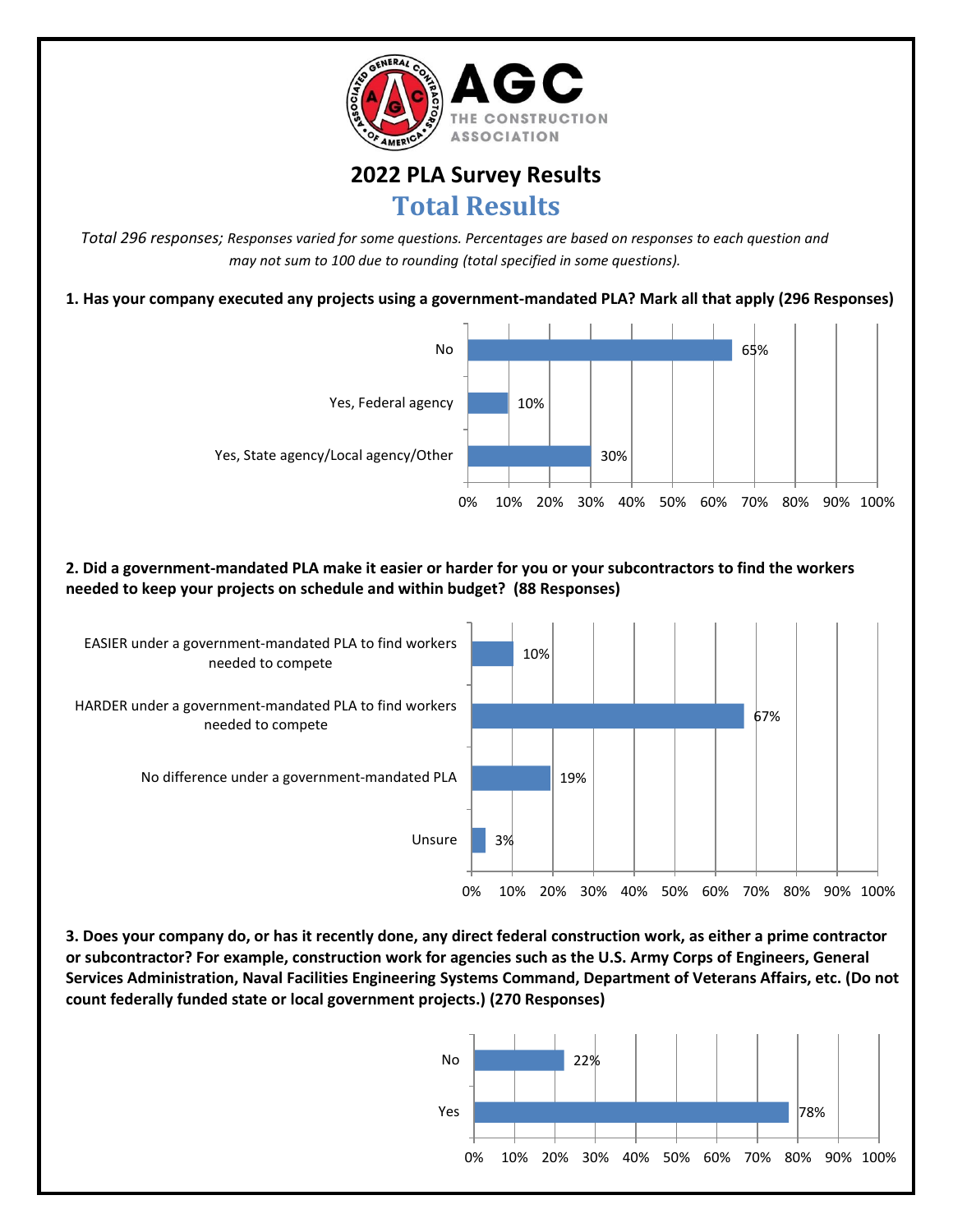AGC THE CONSTRUCTION ASSOCIATION

# 2022 PLA Survey Results

## Total Results

*Total 296 responses; Responses varied for some questions. Percentages are based on responses to each question and may not sum to 100 due to rounding (total specified in some questions).*

**1. Has your company executed any projects using a government-mandated PLA? Mark all that apply (296 Responses)**

| Response | Percentage |
| --- | --- |
| No | 65% |
| Yes, Federal agency | 10% |
| Yes, State agency/Local agency/Other | 30% |

**2. Did a government-mandated PLA make it easier or harder for you or your subcontractors to find the workers needed to keep your projects on schedule and within budget? (88 Responses)**

| Response | Percentage |
| --- | --- |
| EASIER under a government-mandated PLA to find workers needed to compete | 10% |
| HARDER under a government-mandated PLA to find workers needed to compete | 67% |
| No difference under a government-mandated PLA | 19% |
| Unsure | 3% |

**3. Does your company do, or has it recently done, any direct federal construction work, as either a prime contractor or subcontractor? For example, construction work for agencies such as the U.S. Army Corps of Engineers, General Services Administration, Naval Facilities Engineering Systems Command, Department of Veterans Affairs, etc. (Do not count federally funded state or local government projects.) (270 Responses)**

| Response | Percentage |
| --- | --- |
| No | 22% |
| Yes | 78% |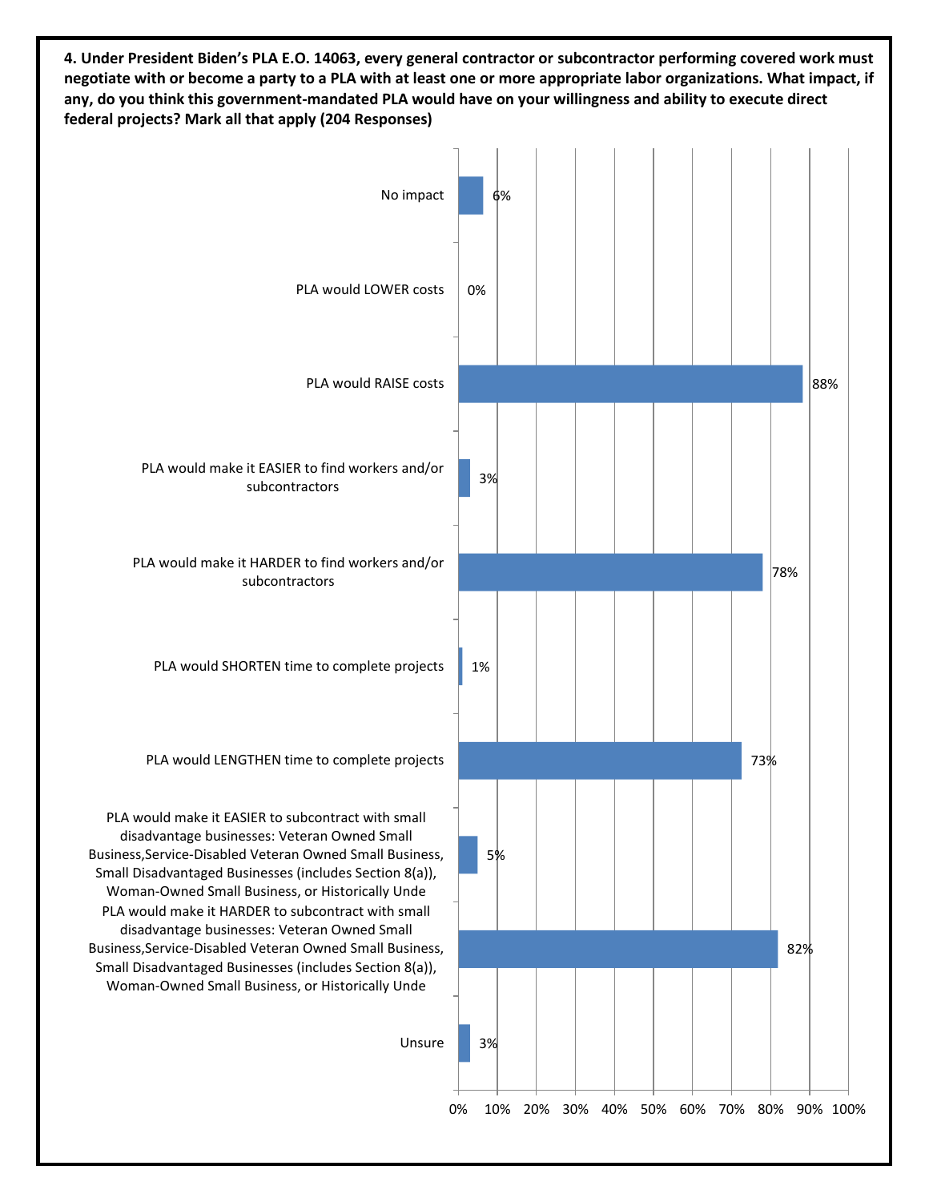**4. Under President Biden's PLA E.O. 14063, every general contractor or subcontractor performing covered work must negotiate with or become a party to a PLA with at least one or more appropriate labor organizations. What impact, if any, do you think this government-mandated PLA would have on your willingness and ability to execute direct federal projects? Mark all that apply (204 Responses)**

| Response | Percentage |
|---|---|
| No impact | 6% |
| PLA would LOWER costs | 0% |
| PLA would RAISE costs | 88% |
| PLA would make it EASIER to find workers and/or subcontractors | 3% |
| PLA would make it HARDER to find workers and/or subcontractors | 78% |
| PLA would SHORTEN time to complete projects | 1% |
| PLA would LENGTHEN time to complete projects | 73% |
| PLA would make it EASIER to subcontract with small disadvantage businesses: Veteran Owned Small Business,Service-Disabled Veteran Owned Small Business, Small Disadvantaged Businesses (includes Section 8(a)), Woman-Owned Small Business, or Historically Unde | 5% |
| PLA would make it HARDER to subcontract with small disadvantage businesses: Veteran Owned Small Business,Service-Disabled Veteran Owned Small Business, Small Disadvantaged Businesses (includes Section 8(a)), Woman-Owned Small Business, or Historically Unde | 82% |
| Unsure | 3% |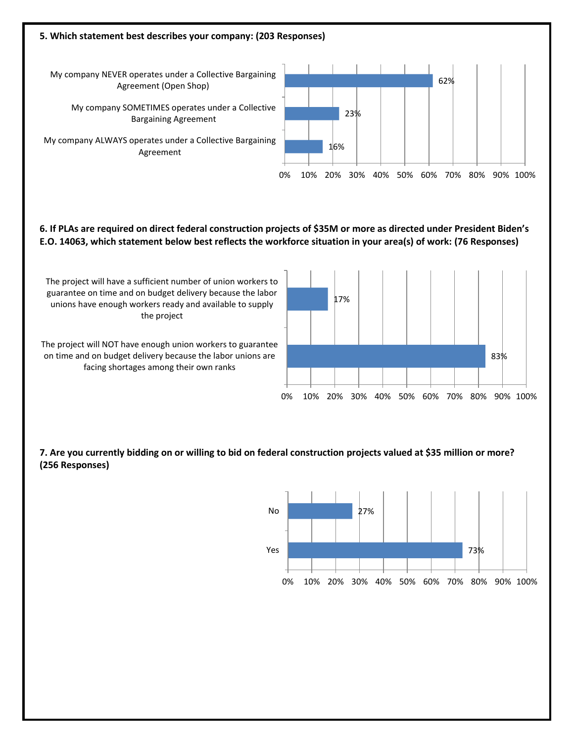**5. Which statement best describes your company: (203 Responses)**

| Response | Percentage |
| --- | --- |
| My company NEVER operates under a Collective Bargaining Agreement (Open Shop) | 62% |
| My company SOMETIMES operates under a Collective Bargaining Agreement | 23% |
| My company ALWAYS operates under a Collective Bargaining Agreement | 16% |

**6. If PLAs are required on direct federal construction projects of $35M or more as directed under President Biden's E.O. 14063, which statement below best reflects the workforce situation in your area(s) of work: (76 Responses)**

| Response | Percentage |
| --- | --- |
| The project will have a sufficient number of union workers to guarantee on time and on budget delivery because the labor unions have enough workers ready and available to supply the project | 17% |
| The project will NOT have enough union workers to guarantee on time and on budget delivery because the labor unions are facing shortages among their own ranks | 83% |

**7. Are you currently bidding on or willing to bid on federal construction projects valued at $35 million or more? (256 Responses)**

| Response | Percentage |
| --- | --- |
| No | 27% |
| Yes | 73% |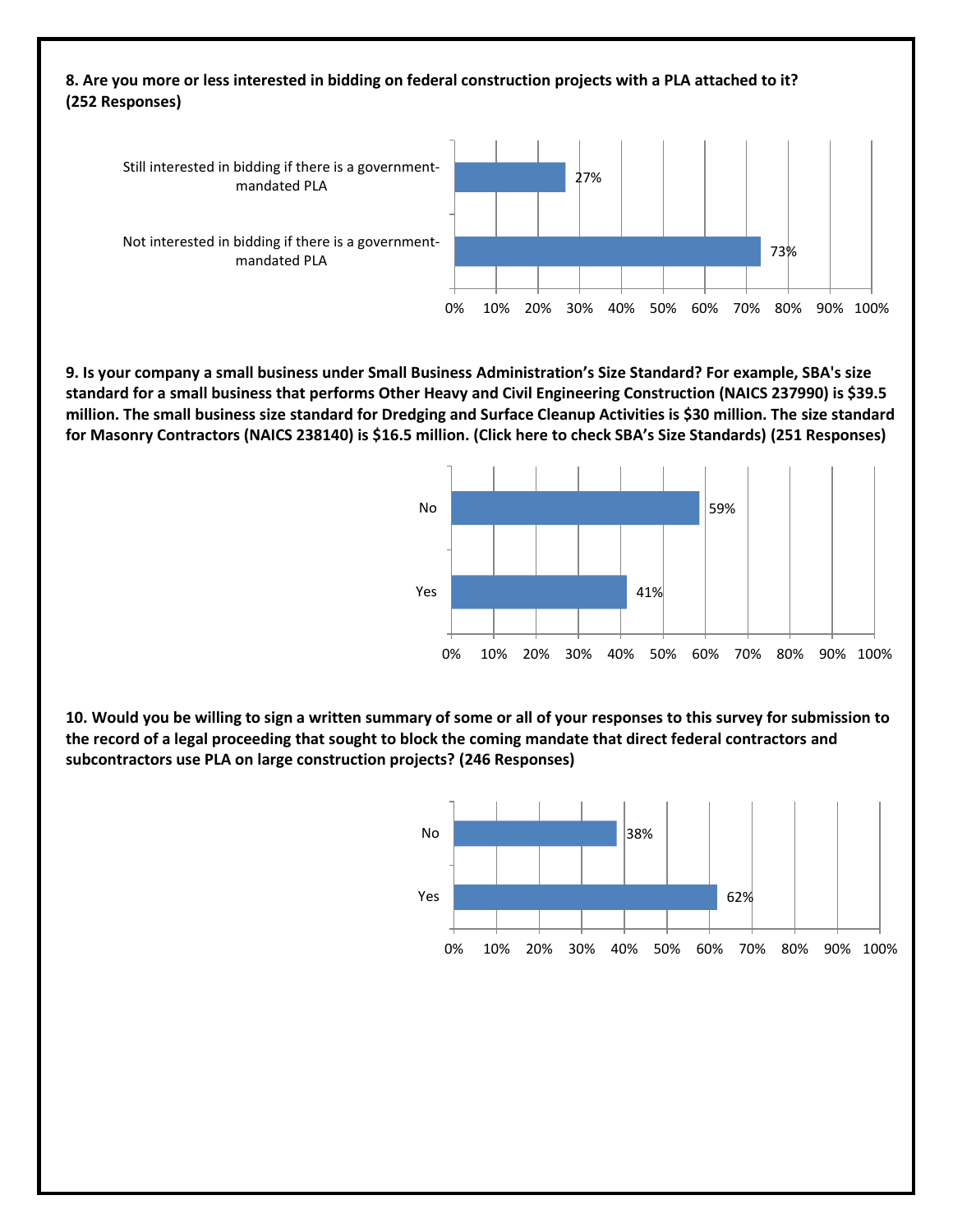**8. Are you more or less interested in bidding on federal construction projects with a PLA attached to it? (252 Responses)**

Still interested in bidding if there is a government-mandated PLA

27%

Not interested in bidding if there is a government-mandated PLA

73%

0% 10% 20% 30% 40% 50% 60% 70% 80% 90% 100%

**9. Is your company a small business under Small Business Administration's Size Standard? For example, SBA's size standard for a small business that performs Other Heavy and Civil Engineering Construction (NAICS 237990) is $39.5 million. The small business size standard for Dredging and Surface Cleanup Activities is $30 million. The size standard for Masonry Contractors (NAICS 238140) is $16.5 million. (Click here to check SBA's Size Standards) (251 Responses)**

No

59%

Yes

41%

0% 10% 20% 30% 40% 50% 60% 70% 80% 90% 100%

**10. Would you be willing to sign a written summary of some or all of your responses to this survey for submission to the record of a legal proceeding that sought to block the coming mandate that direct federal contractors and subcontractors use PLA on large construction projects? (246 Responses)**

No

38%

Yes

62%

0% 10% 20% 30% 40% 50% 60% 70% 80% 90% 100%